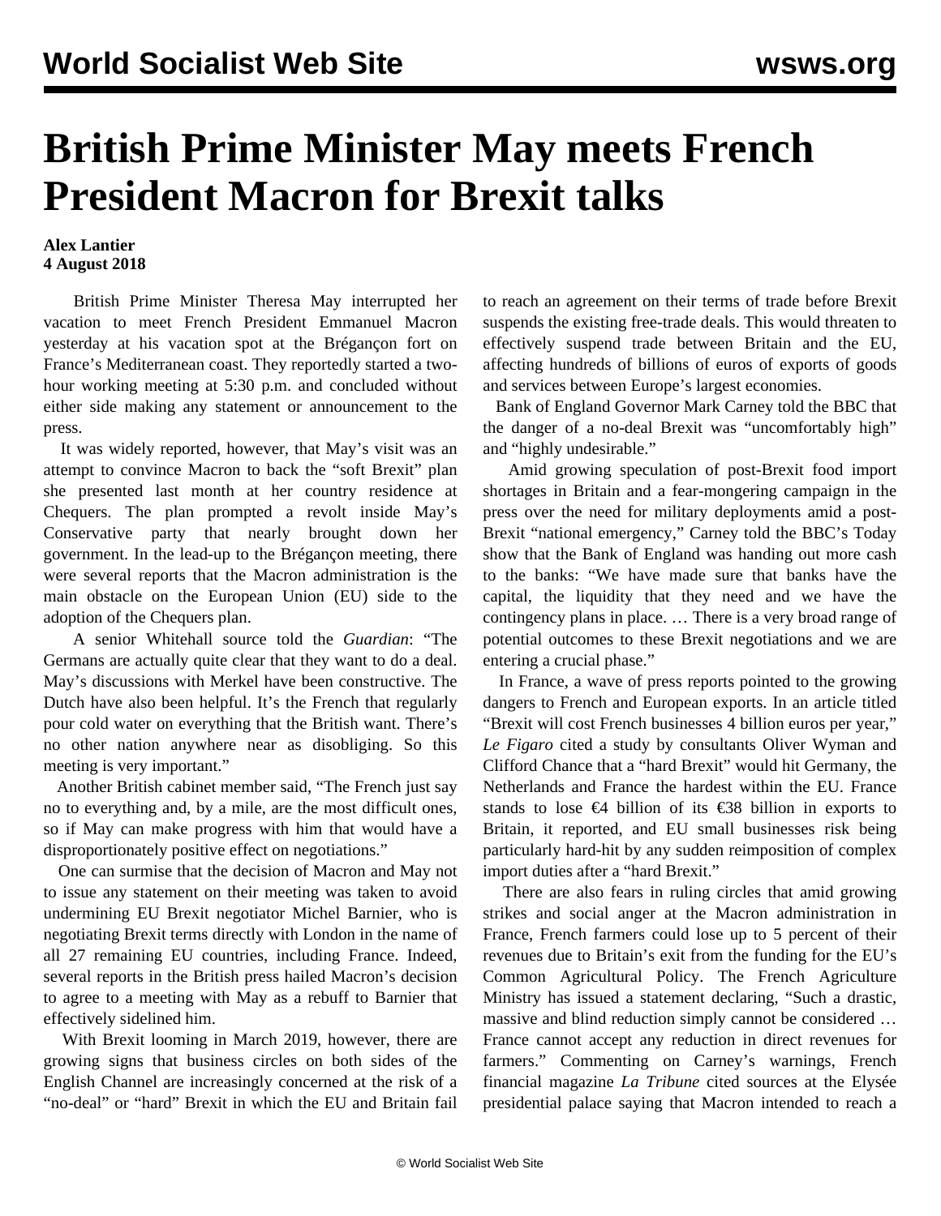# British Prime Minister May meets French President Macron for Brexit talks

**Alex Lantier**
**4 August 2018**

British Prime Minister Theresa May interrupted her vacation to meet French President Emmanuel Macron yesterday at his vacation spot at the Brégançon fort on France's Mediterranean coast. They reportedly started a two-hour working meeting at 5:30 p.m. and concluded without either side making any statement or announcement to the press.

It was widely reported, however, that May's visit was an attempt to convince Macron to back the "soft Brexit" plan she presented last month at her country residence at Chequers. The plan prompted a revolt inside May's Conservative party that nearly brought down her government. In the lead-up to the Brégançon meeting, there were several reports that the Macron administration is the main obstacle on the European Union (EU) side to the adoption of the Chequers plan.

A senior Whitehall source told the *Guardian*: "The Germans are actually quite clear that they want to do a deal. May's discussions with Merkel have been constructive. The Dutch have also been helpful. It's the French that regularly pour cold water on everything that the British want. There's no other nation anywhere near as disobliging. So this meeting is very important."

Another British cabinet member said, "The French just say no to everything and, by a mile, are the most difficult ones, so if May can make progress with him that would have a disproportionately positive effect on negotiations."

One can surmise that the decision of Macron and May not to issue any statement on their meeting was taken to avoid undermining EU Brexit negotiator Michel Barnier, who is negotiating Brexit terms directly with London in the name of all 27 remaining EU countries, including France. Indeed, several reports in the British press hailed Macron's decision to agree to a meeting with May as a rebuff to Barnier that effectively sidelined him.

With Brexit looming in March 2019, however, there are growing signs that business circles on both sides of the English Channel are increasingly concerned at the risk of a "no-deal" or "hard" Brexit in which the EU and Britain fail to reach an agreement on their terms of trade before Brexit suspends the existing free-trade deals. This would threaten to effectively suspend trade between Britain and the EU, affecting hundreds of billions of euros of exports of goods and services between Europe's largest economies.

Bank of England Governor Mark Carney told the BBC that the danger of a no-deal Brexit was "uncomfortably high" and "highly undesirable."

Amid growing speculation of post-Brexit food import shortages in Britain and a fear-mongering campaign in the press over the need for military deployments amid a post-Brexit "national emergency," Carney told the BBC's Today show that the Bank of England was handing out more cash to the banks: "We have made sure that banks have the capital, the liquidity that they need and we have the contingency plans in place. … There is a very broad range of potential outcomes to these Brexit negotiations and we are entering a crucial phase."

In France, a wave of press reports pointed to the growing dangers to French and European exports. In an article titled "Brexit will cost French businesses 4 billion euros per year," *Le Figaro* cited a study by consultants Oliver Wyman and Clifford Chance that a "hard Brexit" would hit Germany, the Netherlands and France the hardest within the EU. France stands to lose €4 billion of its €38 billion in exports to Britain, it reported, and EU small businesses risk being particularly hard-hit by any sudden reimposition of complex import duties after a "hard Brexit."

There are also fears in ruling circles that amid growing strikes and social anger at the Macron administration in France, French farmers could lose up to 5 percent of their revenues due to Britain's exit from the funding for the EU's Common Agricultural Policy. The French Agriculture Ministry has issued a statement declaring, "Such a drastic, massive and blind reduction simply cannot be considered … France cannot accept any reduction in direct revenues for farmers." Commenting on Carney's warnings, French financial magazine *La Tribune* cited sources at the Elysée presidential palace saying that Macron intended to reach a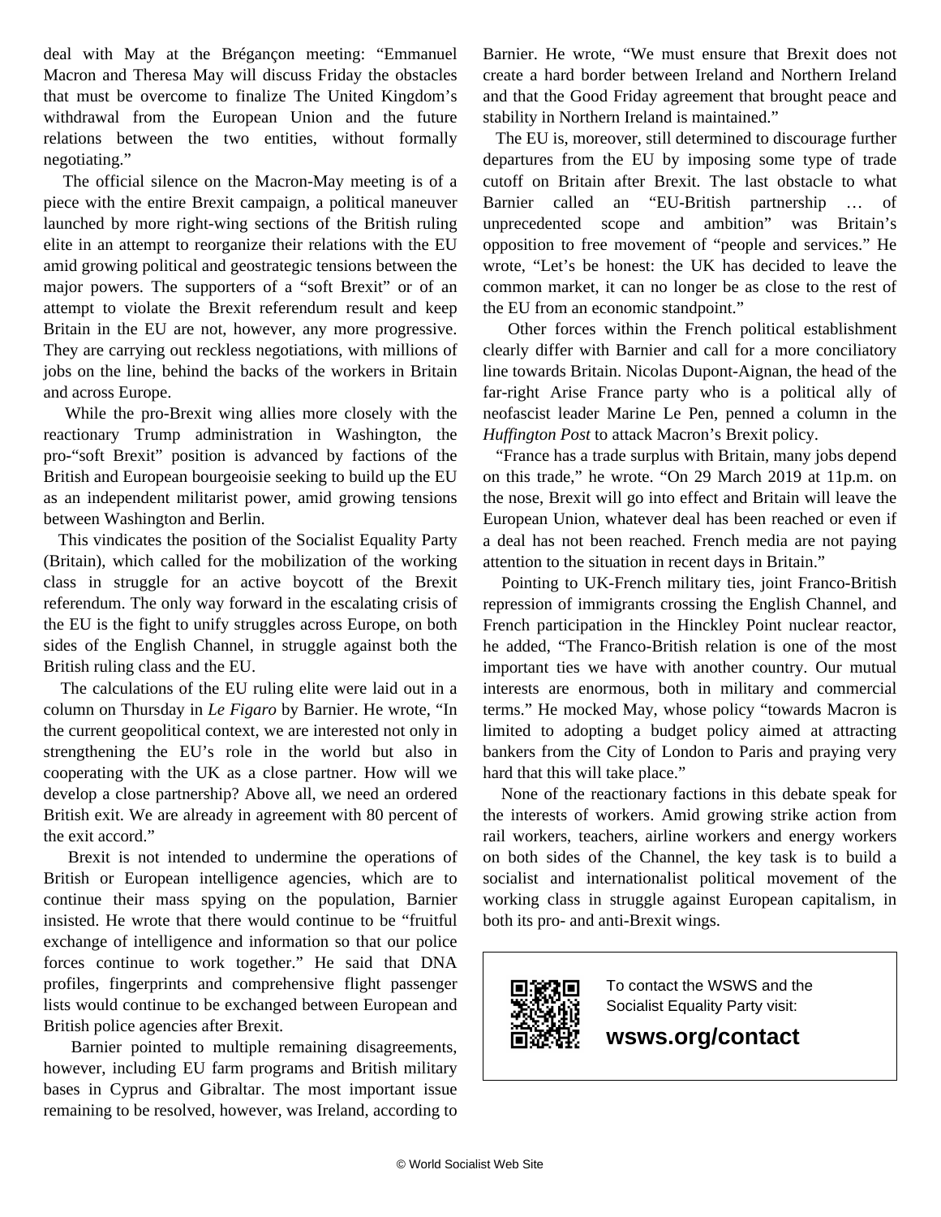deal with May at the Brégançon meeting: "Emmanuel Macron and Theresa May will discuss Friday the obstacles that must be overcome to finalize The United Kingdom's withdrawal from the European Union and the future relations between the two entities, without formally negotiating."

The official silence on the Macron-May meeting is of a piece with the entire Brexit campaign, a political maneuver launched by more right-wing sections of the British ruling elite in an attempt to reorganize their relations with the EU amid growing political and geostrategic tensions between the major powers. The supporters of a "soft Brexit" or of an attempt to violate the Brexit referendum result and keep Britain in the EU are not, however, any more progressive. They are carrying out reckless negotiations, with millions of jobs on the line, behind the backs of the workers in Britain and across Europe.

While the pro-Brexit wing allies more closely with the reactionary Trump administration in Washington, the pro-"soft Brexit" position is advanced by factions of the British and European bourgeoisie seeking to build up the EU as an independent militarist power, amid growing tensions between Washington and Berlin.

This vindicates the position of the Socialist Equality Party (Britain), which called for the mobilization of the working class in struggle for an active boycott of the Brexit referendum. The only way forward in the escalating crisis of the EU is the fight to unify struggles across Europe, on both sides of the English Channel, in struggle against both the British ruling class and the EU.

The calculations of the EU ruling elite were laid out in a column on Thursday in *Le Figaro* by Barnier. He wrote, "In the current geopolitical context, we are interested not only in strengthening the EU's role in the world but also in cooperating with the UK as a close partner. How will we develop a close partnership? Above all, we need an ordered British exit. We are already in agreement with 80 percent of the exit accord."

Brexit is not intended to undermine the operations of British or European intelligence agencies, which are to continue their mass spying on the population, Barnier insisted. He wrote that there would continue to be "fruitful exchange of intelligence and information so that our police forces continue to work together." He said that DNA profiles, fingerprints and comprehensive flight passenger lists would continue to be exchanged between European and British police agencies after Brexit.

Barnier pointed to multiple remaining disagreements, however, including EU farm programs and British military bases in Cyprus and Gibraltar. The most important issue remaining to be resolved, however, was Ireland, according to Barnier. He wrote, "We must ensure that Brexit does not create a hard border between Ireland and Northern Ireland and that the Good Friday agreement that brought peace and stability in Northern Ireland is maintained."

The EU is, moreover, still determined to discourage further departures from the EU by imposing some type of trade cutoff on Britain after Brexit. The last obstacle to what Barnier called an "EU-British partnership … of unprecedented scope and ambition" was Britain's opposition to free movement of "people and services." He wrote, "Let's be honest: the UK has decided to leave the common market, it can no longer be as close to the rest of the EU from an economic standpoint."

Other forces within the French political establishment clearly differ with Barnier and call for a more conciliatory line towards Britain. Nicolas Dupont-Aignan, the head of the far-right Arise France party who is a political ally of neofascist leader Marine Le Pen, penned a column in the *Huffington Post* to attack Macron's Brexit policy.

"France has a trade surplus with Britain, many jobs depend on this trade," he wrote. "On 29 March 2019 at 11p.m. on the nose, Brexit will go into effect and Britain will leave the European Union, whatever deal has been reached or even if a deal has not been reached. French media are not paying attention to the situation in recent days in Britain."

Pointing to UK-French military ties, joint Franco-British repression of immigrants crossing the English Channel, and French participation in the Hinckley Point nuclear reactor, he added, "The Franco-British relation is one of the most important ties we have with another country. Our mutual interests are enormous, both in military and commercial terms." He mocked May, whose policy "towards Macron is limited to adopting a budget policy aimed at attracting bankers from the City of London to Paris and praying very hard that this will take place."

None of the reactionary factions in this debate speak for the interests of workers. Amid growing strike action from rail workers, teachers, airline workers and energy workers on both sides of the Channel, the key task is to build a socialist and internationalist political movement of the working class in struggle against European capitalism, in both its pro- and anti-Brexit wings.

To contact the WSWS and the Socialist Equality Party visit:

**wsws.org/contact**